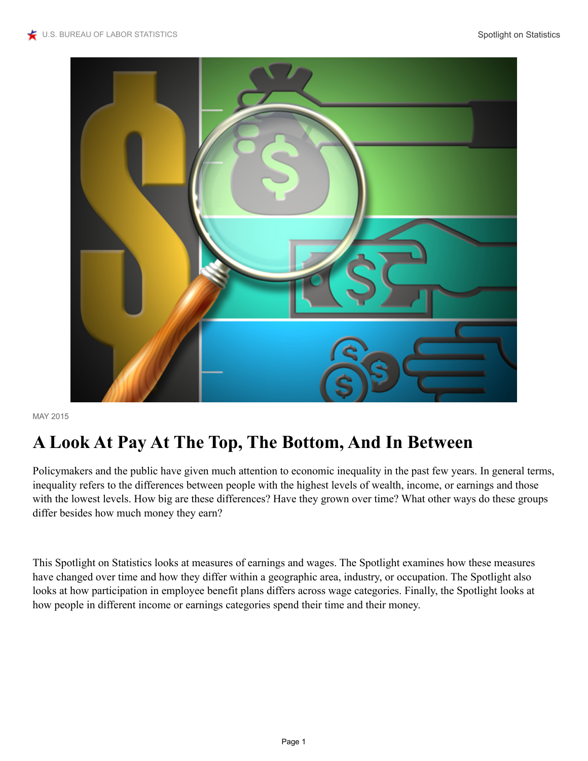MAY 2015

# A Look At Pay At The Top, The Bottom, And In Between

Policymakers and the public have given much attention to economic inequality in the past few years. In general terms, inequality refers to the differences between people with the highest levels of wealth, income, or earnings and those with the lowest levels. How big are these differences? Have they grown over time? What other ways do these groups differ besides how much money they earn?

This Spotlight on Statistics looks at measures of earnings and wages. The Spotlight examines how these measures have changed over time and how they differ within a geographic area, industry, or occupation. The Spotlight also looks at how participation in employee benefit plans differs across wage categories. Finally, the Spotlight looks at how people in different income or earnings categories spend their time and their money.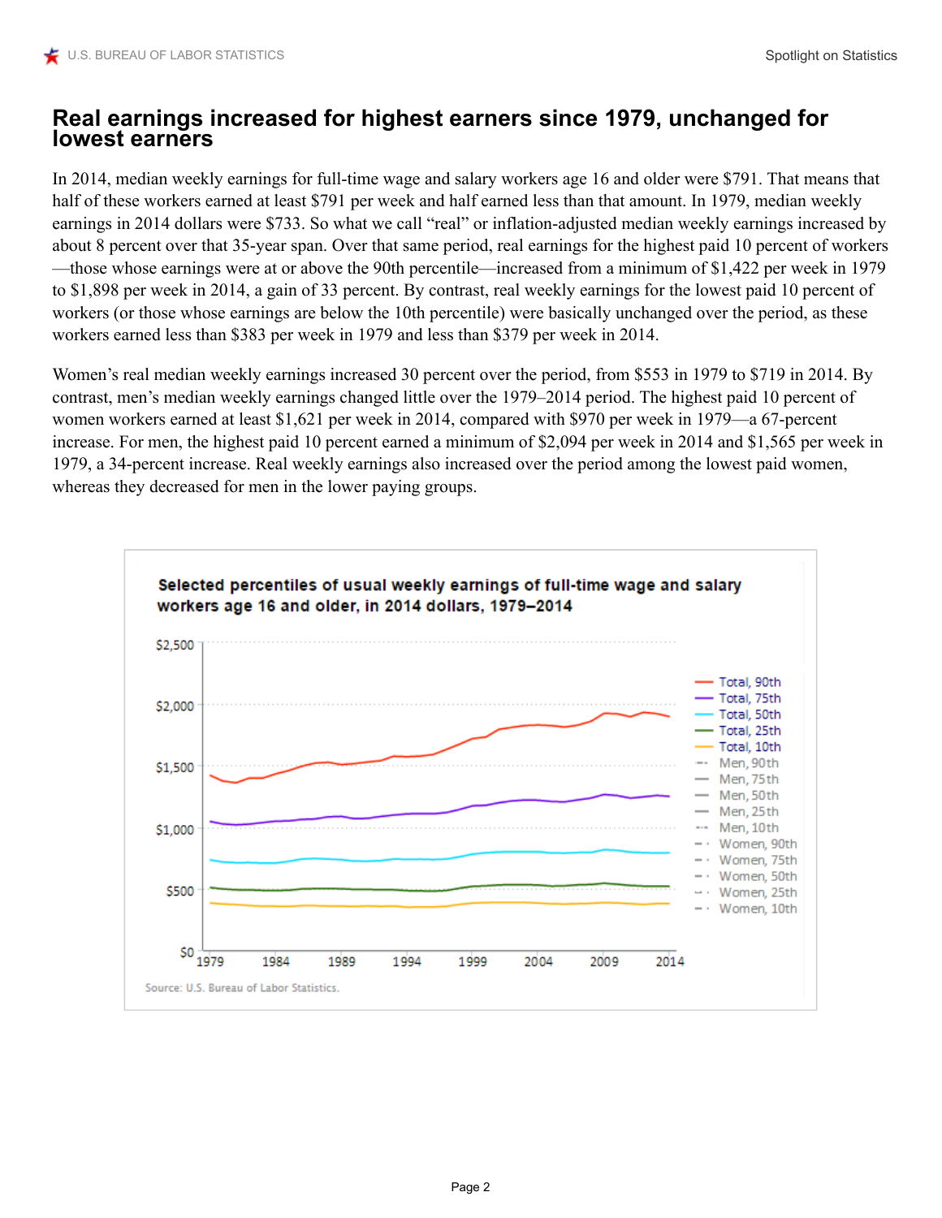## Real earnings increased for highest earners since 1979, unchanged for lowest earners

In 2014, median weekly earnings for full-time wage and salary workers age 16 and older were $791. That means that half of these workers earned at least $791 per week and half earned less than that amount. In 1979, median weekly earnings in 2014 dollars were $733. So what we call "real" or inflation-adjusted median weekly earnings increased by about 8 percent over that 35-year span. Over that same period, real earnings for the highest paid 10 percent of workers—those whose earnings were at or above the 90th percentile—increased from a minimum of $1,422 per week in 1979 to $1,898 per week in 2014, a gain of 33 percent. By contrast, real weekly earnings for the lowest paid 10 percent of workers (or those whose earnings are below the 10th percentile) were basically unchanged over the period, as these workers earned less than $383 per week in 1979 and less than $379 per week in 2014.

Women's real median weekly earnings increased 30 percent over the period, from $553 in 1979 to $719 in 2014. By contrast, men's median weekly earnings changed little over the 1979–2014 period. The highest paid 10 percent of women workers earned at least $1,621 per week in 2014, compared with $970 per week in 1979—a 67-percent increase. For men, the highest paid 10 percent earned a minimum of $2,094 per week in 2014 and $1,565 per week in 1979, a 34-percent increase. Real weekly earnings also increased over the period among the lowest paid women, whereas they decreased for men in the lower paying groups.

**Selected percentiles of usual weekly earnings of full-time wage and salary workers age 16 and older, in 2014 dollars, 1979–2014**

$2,500
$2,000
$1,500
$1,000
$500
$0

1979 1984 1989 1994 1999 2004 2009 2014

Total, 90th
Total, 75th
Total, 50th
Total, 25th
Total, 10th
Men, 90th
Men, 75th
Men, 50th
Men, 25th
Men, 10th
Women, 90th
Women, 75th
Women, 50th
Women, 25th
Women, 10th

Source: U.S. Bureau of Labor Statistics.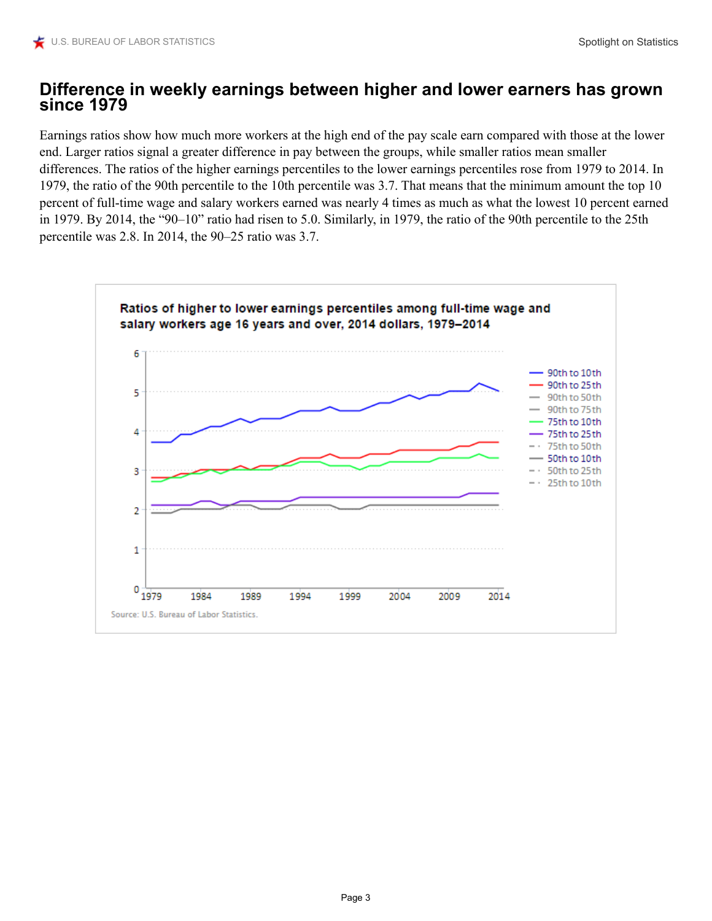# Difference in weekly earnings between higher and lower earners has grown since 1979

Earnings ratios show how much more workers at the high end of the pay scale earn compared with those at the lower end. Larger ratios signal a greater difference in pay between the groups, while smaller ratios mean smaller differences. The ratios of the higher earnings percentiles to the lower earnings percentiles rose from 1979 to 2014. In 1979, the ratio of the 90th percentile to the 10th percentile was 3.7. That means that the minimum amount the top 10 percent of full-time wage and salary workers earned was nearly 4 times as much as what the lowest 10 percent earned in 1979. By 2014, the “90–10” ratio had risen to 5.0. Similarly, in 1979, the ratio of the 90th percentile to the 25th percentile was 2.8. In 2014, the 90–25 ratio was 3.7.

**Ratios of higher to lower earnings percentiles among full-time wage and salary workers age 16 years and over, 2014 dollars, 1979–2014**

0
1
2
3
4
5
6

1979
1984
1989
1994
1999
2004
2009
2014

90th to 10th
90th to 25th
90th to 50th
90th to 75th
75th to 10th
75th to 25th
75th to 50th
50th to 10th
50th to 25th
25th to 10th

Source: U.S. Bureau of Labor Statistics.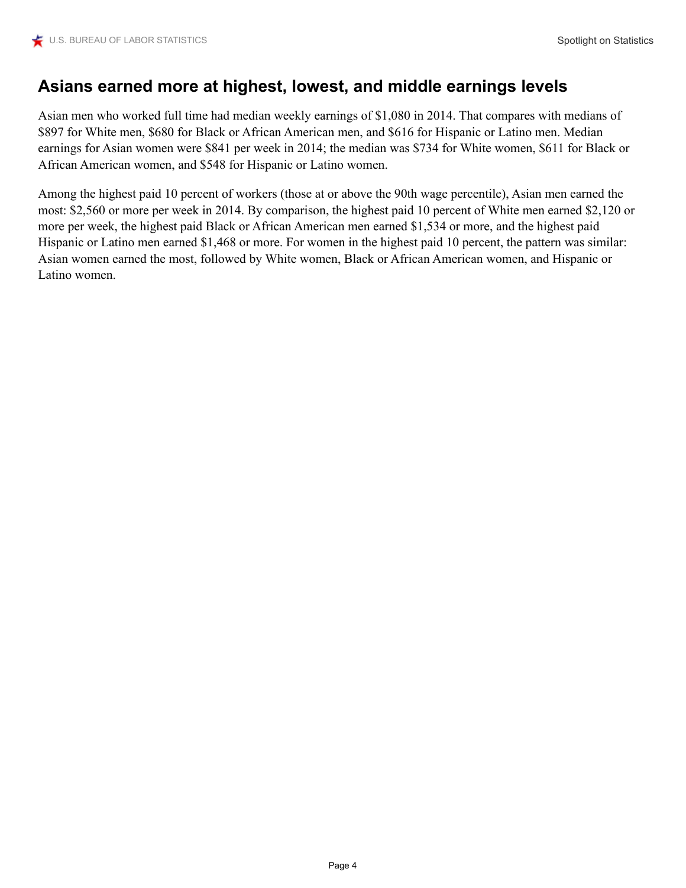## Asians earned more at highest, lowest, and middle earnings levels

Asian men who worked full time had median weekly earnings of $1,080 in 2014. That compares with medians of $897 for White men, $680 for Black or African American men, and $616 for Hispanic or Latino men. Median earnings for Asian women were $841 per week in 2014; the median was $734 for White women, $611 for Black or African American women, and $548 for Hispanic or Latino women.

Among the highest paid 10 percent of workers (those at or above the 90th wage percentile), Asian men earned the most: $2,560 or more per week in 2014. By comparison, the highest paid 10 percent of White men earned $2,120 or more per week, the highest paid Black or African American men earned $1,534 or more, and the highest paid Hispanic or Latino men earned $1,468 or more. For women in the highest paid 10 percent, the pattern was similar: Asian women earned the most, followed by White women, Black or African American women, and Hispanic or Latino women.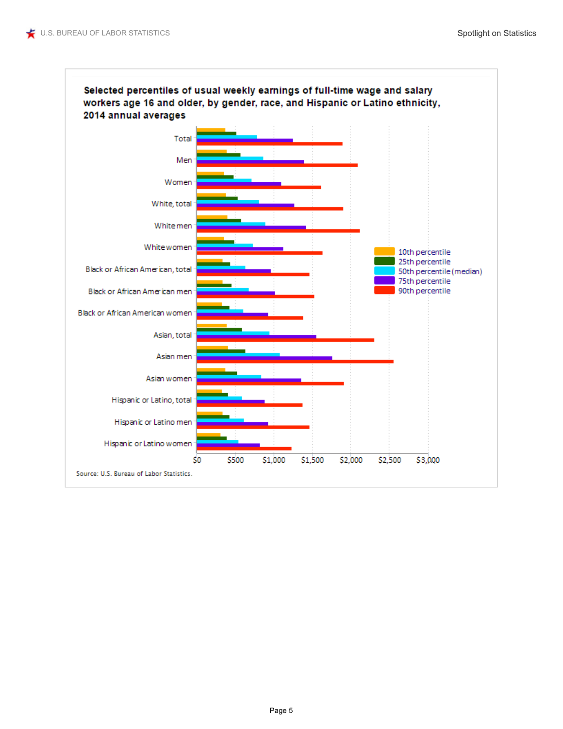**Selected percentiles of usual weekly earnings of full-time wage and salary workers age 16 and older, by gender, race, and Hispanic or Latino ethnicity, 2014 annual averages**

Total
Men
Women
White, total
White men
White women
Black or African American, total
Black or African American men
Black or African American women
Asian, total
Asian men
Asian women
Hispanic or Latino, total
Hispanic or Latino men
Hispanic or Latino women

$0 $500 $1,000 $1,500 $2,000 $2,500 $3,000

10th percentile
25th percentile
50th percentile (median)
75th percentile
90th percentile

Source: U.S. Bureau of Labor Statistics.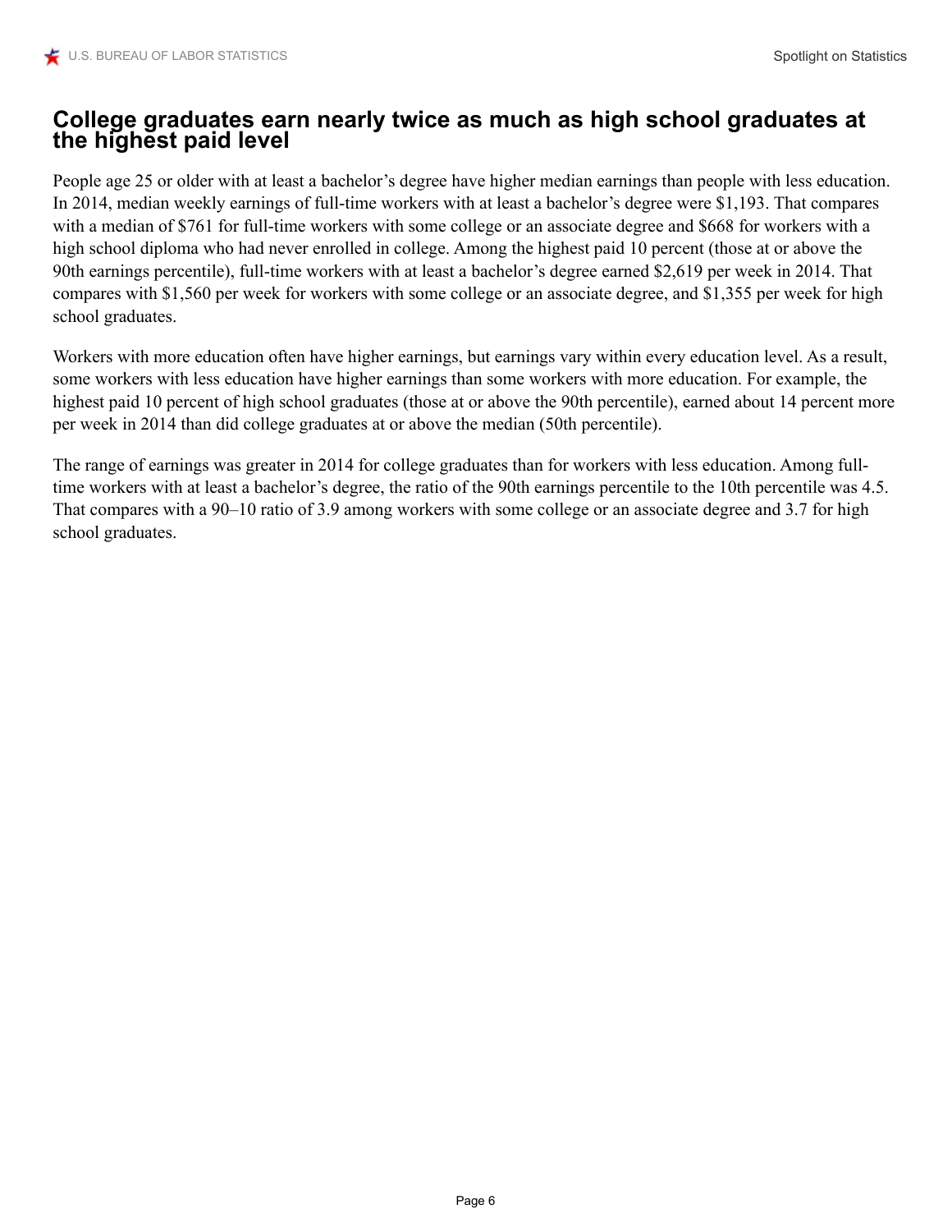## College graduates earn nearly twice as much as high school graduates at the highest paid level

People age 25 or older with at least a bachelor’s degree have higher median earnings than people with less education. In 2014, median weekly earnings of full-time workers with at least a bachelor’s degree were $1,193. That compares with a median of $761 for full-time workers with some college or an associate degree and $668 for workers with a high school diploma who had never enrolled in college. Among the highest paid 10 percent (those at or above the 90th earnings percentile), full-time workers with at least a bachelor’s degree earned $2,619 per week in 2014. That compares with $1,560 per week for workers with some college or an associate degree, and $1,355 per week for high school graduates.

Workers with more education often have higher earnings, but earnings vary within every education level. As a result, some workers with less education have higher earnings than some workers with more education. For example, the highest paid 10 percent of high school graduates (those at or above the 90th percentile), earned about 14 percent more per week in 2014 than did college graduates at or above the median (50th percentile).

The range of earnings was greater in 2014 for college graduates than for workers with less education. Among full-time workers with at least a bachelor’s degree, the ratio of the 90th earnings percentile to the 10th percentile was 4.5. That compares with a 90–10 ratio of 3.9 among workers with some college or an associate degree and 3.7 for high school graduates.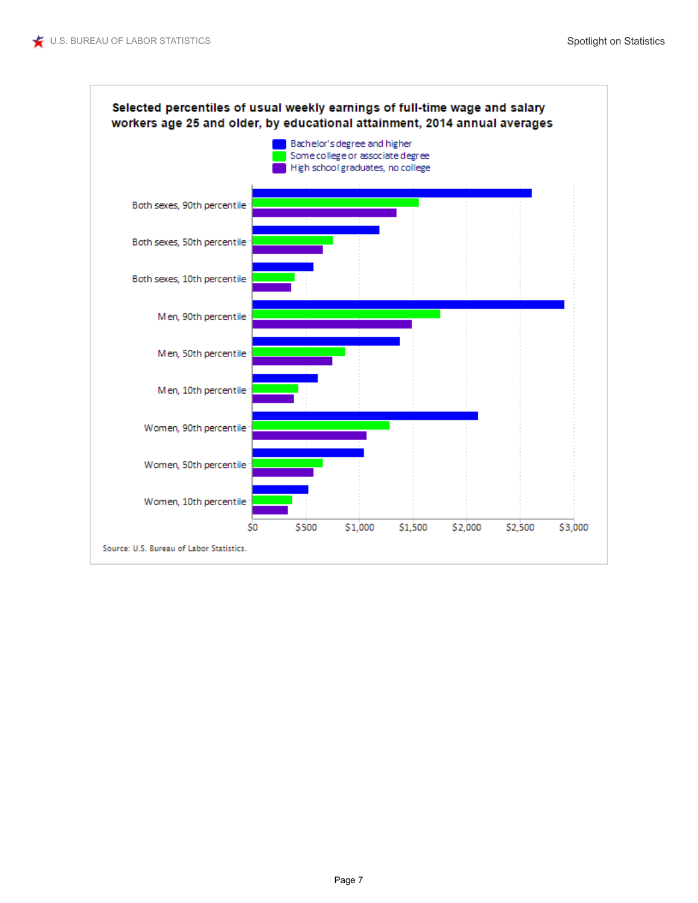**Selected percentiles of usual weekly earnings of full-time wage and salary workers age 25 and older, by educational attainment, 2014 annual averages**

Bachelor's degree and higher

Some college or associate degree

High school graduates, no college

Both sexes, 90th percentile

Both sexes, 50th percentile

Both sexes, 10th percentile

Men, 90th percentile

Men, 50th percentile

Men, 10th percentile

Women, 90th percentile

Women, 50th percentile

Women, 10th percentile

$0 $500 $1,000 $1,500 $2,000 $2,500 $3,000

Source: U.S. Bureau of Labor Statistics.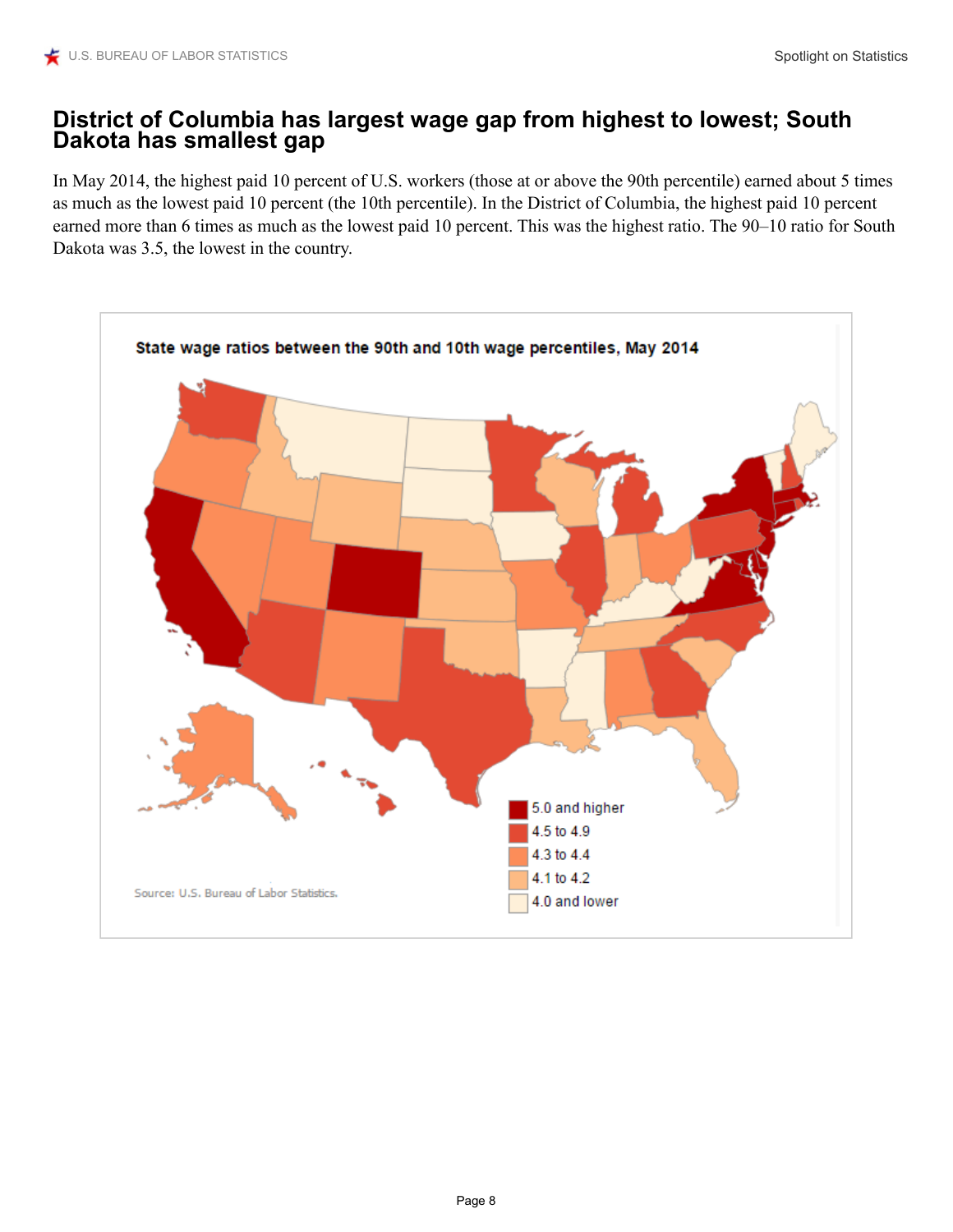## District of Columbia has largest wage gap from highest to lowest; South Dakota has smallest gap

In May 2014, the highest paid 10 percent of U.S. workers (those at or above the 90th percentile) earned about 5 times as much as the lowest paid 10 percent (the 10th percentile). In the District of Columbia, the highest paid 10 percent earned more than 6 times as much as the lowest paid 10 percent. This was the highest ratio. The 90–10 ratio for South Dakota was 3.5, the lowest in the country.

State wage ratios between the 90th and 10th wage percentiles, May 2014

5.0 and higher
4.5 to 4.9
4.3 to 4.4
4.1 to 4.2
4.0 and lower

Source: U.S. Bureau of Labor Statistics.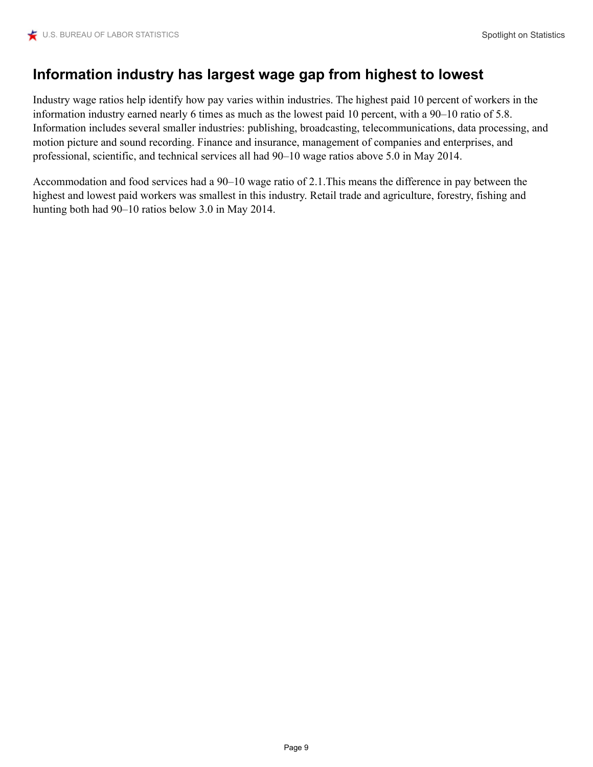## Information industry has largest wage gap from highest to lowest

Industry wage ratios help identify how pay varies within industries. The highest paid 10 percent of workers in the information industry earned nearly 6 times as much as the lowest paid 10 percent, with a 90–10 ratio of 5.8. Information includes several smaller industries: publishing, broadcasting, telecommunications, data processing, and motion picture and sound recording. Finance and insurance, management of companies and enterprises, and professional, scientific, and technical services all had 90–10 wage ratios above 5.0 in May 2014.

Accommodation and food services had a 90–10 wage ratio of 2.1.This means the difference in pay between the highest and lowest paid workers was smallest in this industry. Retail trade and agriculture, forestry, fishing and hunting both had 90–10 ratios below 3.0 in May 2014.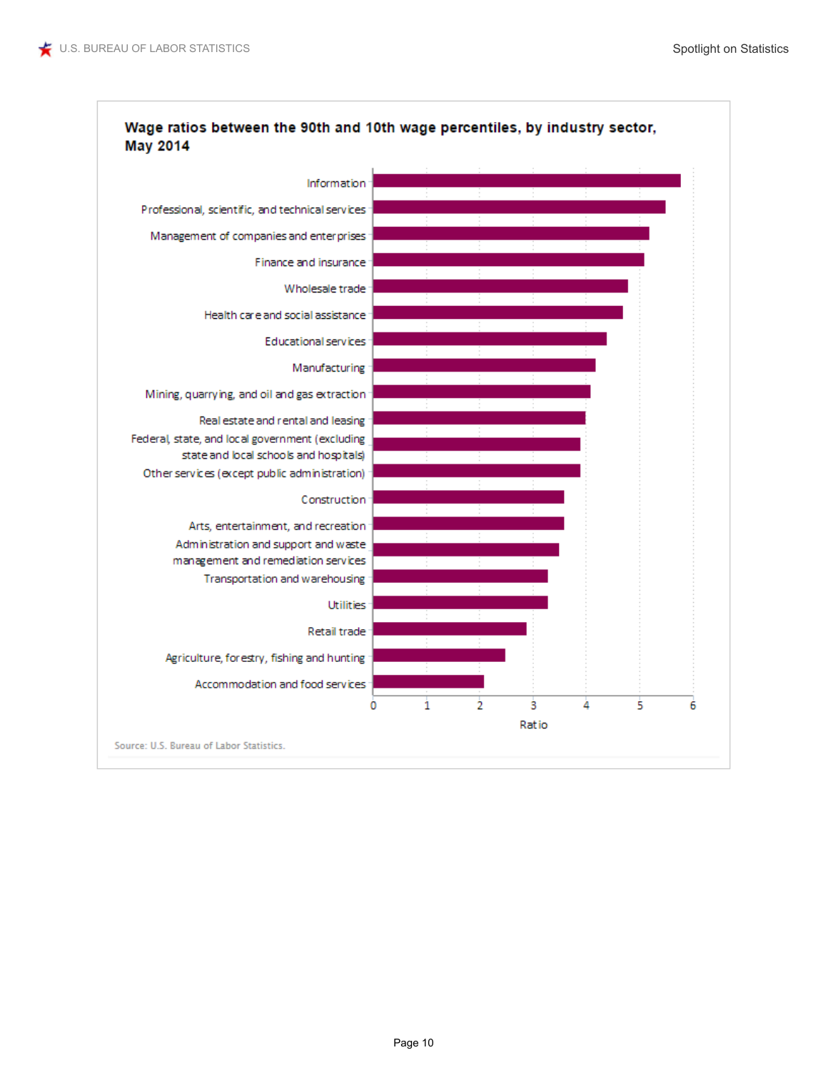**Wage ratios between the 90th and 10th wage percentiles, by industry sector, May 2014**

Information

Professional, scientific, and technical services

Management of companies and enterprises

Finance and insurance

Wholesale trade

Health care and social assistance

Educational services

Manufacturing

Mining, quarrying, and oil and gas extraction

Real estate and rental and leasing

Federal, state, and local government (excluding state and local schools and hospitals)

Other services (except public administration)

Construction

Arts, entertainment, and recreation

Administration and support and waste management and remediation services

Transportation and warehousing

Utilities

Retail trade

Agriculture, forestry, fishing and hunting

Accommodation and food services

0 1 2 3 4 5 6

Ratio

Source: U.S. Bureau of Labor Statistics.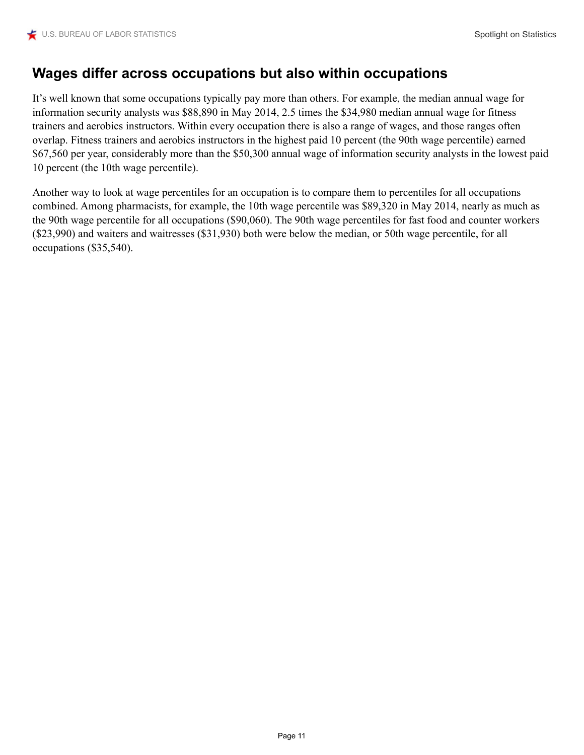## Wages differ across occupations but also within occupations

It's well known that some occupations typically pay more than others. For example, the median annual wage for information security analysts was $88,890 in May 2014, 2.5 times the $34,980 median annual wage for fitness trainers and aerobics instructors. Within every occupation there is also a range of wages, and those ranges often overlap. Fitness trainers and aerobics instructors in the highest paid 10 percent (the 90th wage percentile) earned $67,560 per year, considerably more than the $50,300 annual wage of information security analysts in the lowest paid 10 percent (the 10th wage percentile).

Another way to look at wage percentiles for an occupation is to compare them to percentiles for all occupations combined. Among pharmacists, for example, the 10th wage percentile was $89,320 in May 2014, nearly as much as the 90th wage percentile for all occupations ($90,060). The 90th wage percentiles for fast food and counter workers ($23,990) and waiters and waitresses ($31,930) both were below the median, or 50th wage percentile, for all occupations ($35,540).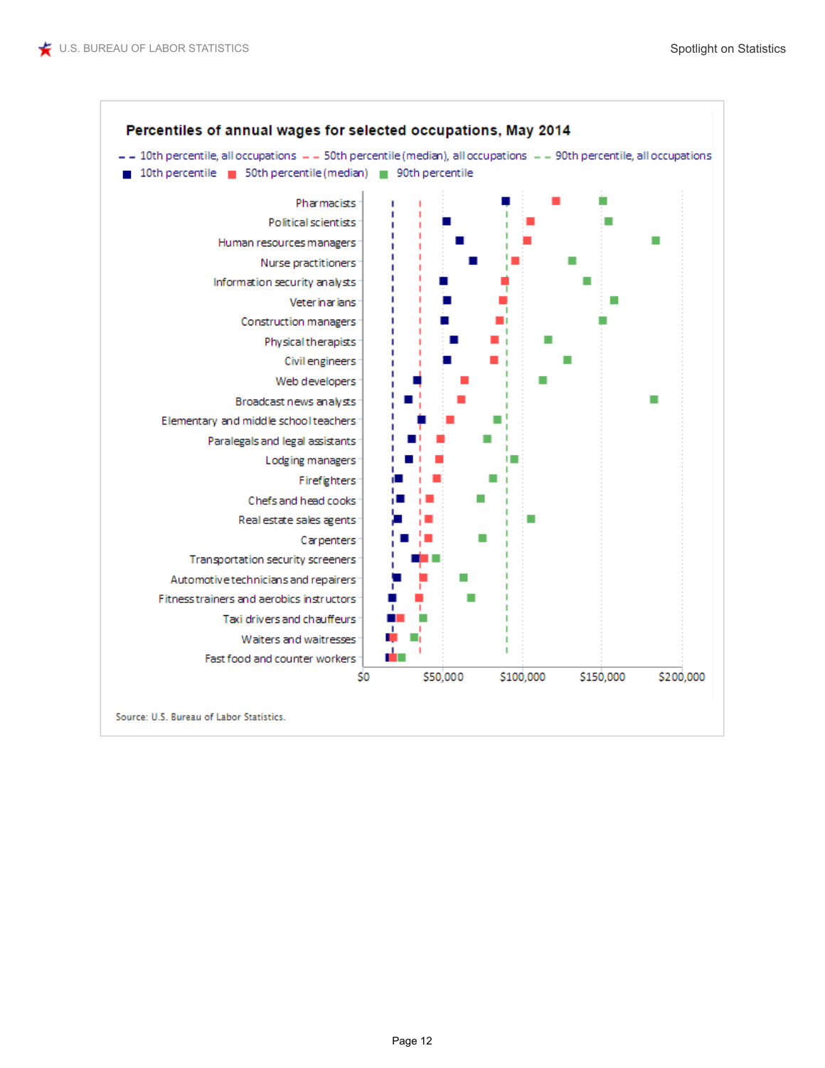**Percentiles of annual wages for selected occupations, May 2014**

10th percentile, all occupations
50th percentile (median), all occupations
90th percentile, all occupations
10th percentile
50th percentile (median)
90th percentile

Pharmacists
Political scientists
Human resources managers
Nurse practitioners
Information security analysts
Veterinarians
Construction managers
Physical therapists
Civil engineers
Web developers
Broadcast news analysts
Elementary and middle school teachers
Paralegals and legal assistants
Lodging managers
Firefighters
Chefs and head cooks
Real estate sales agents
Carpenters
Transportation security screeners
Automotive technicians and repairers
Fitness trainers and aerobics instructors
Taxi drivers and chauffeurs
Waiters and waitresses
Fast food and counter workers

$0
$50,000
$100,000
$150,000
$200,000

Source: U.S. Bureau of Labor Statistics.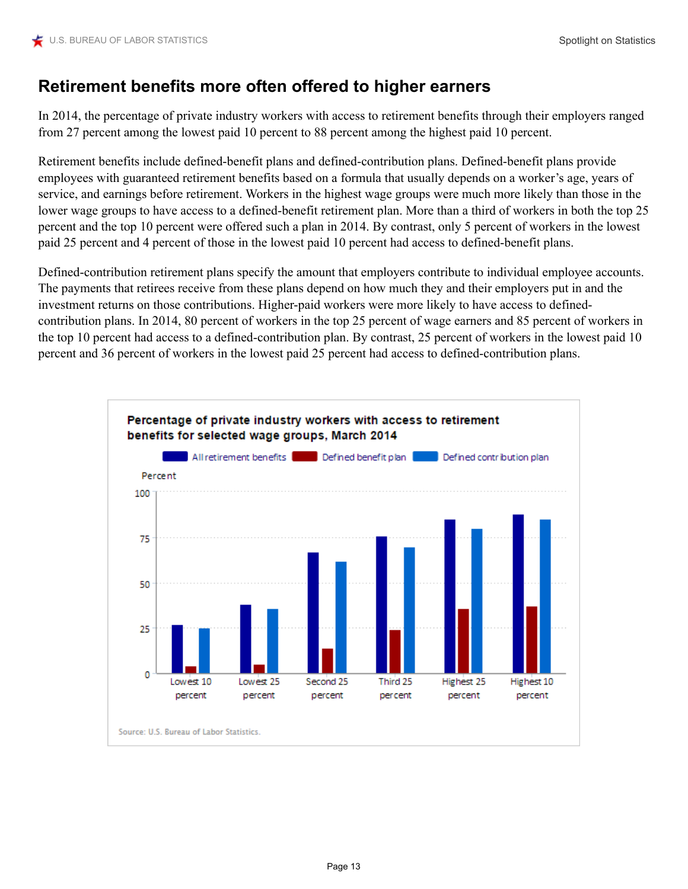## Retirement benefits more often offered to higher earners

In 2014, the percentage of private industry workers with access to retirement benefits through their employers ranged from 27 percent among the lowest paid 10 percent to 88 percent among the highest paid 10 percent.

Retirement benefits include defined-benefit plans and defined-contribution plans. Defined-benefit plans provide employees with guaranteed retirement benefits based on a formula that usually depends on a worker's age, years of service, and earnings before retirement. Workers in the highest wage groups were much more likely than those in the lower wage groups to have access to a defined-benefit retirement plan. More than a third of workers in both the top 25 percent and the top 10 percent were offered such a plan in 2014. By contrast, only 5 percent of workers in the lowest paid 25 percent and 4 percent of those in the lowest paid 10 percent had access to defined-benefit plans.

Defined-contribution retirement plans specify the amount that employers contribute to individual employee accounts. The payments that retirees receive from these plans depend on how much they and their employers put in and the investment returns on those contributions. Higher-paid workers were more likely to have access to defined-contribution plans. In 2014, 80 percent of workers in the top 25 percent of wage earners and 85 percent of workers in the top 10 percent had access to a defined-contribution plan. By contrast, 25 percent of workers in the lowest paid 10 percent and 36 percent of workers in the lowest paid 25 percent had access to defined-contribution plans.

**Percentage of private industry workers with access to retirement benefits for selected wage groups, March 2014**

All retirement benefits
Defined benefit plan
Defined contribution plan

Percent

100
75
50
25
0

Lowest 10 percent
Lowest 25 percent
Second 25 percent
Third 25 percent
Highest 25 percent
Highest 10 percent

Source: U.S. Bureau of Labor Statistics.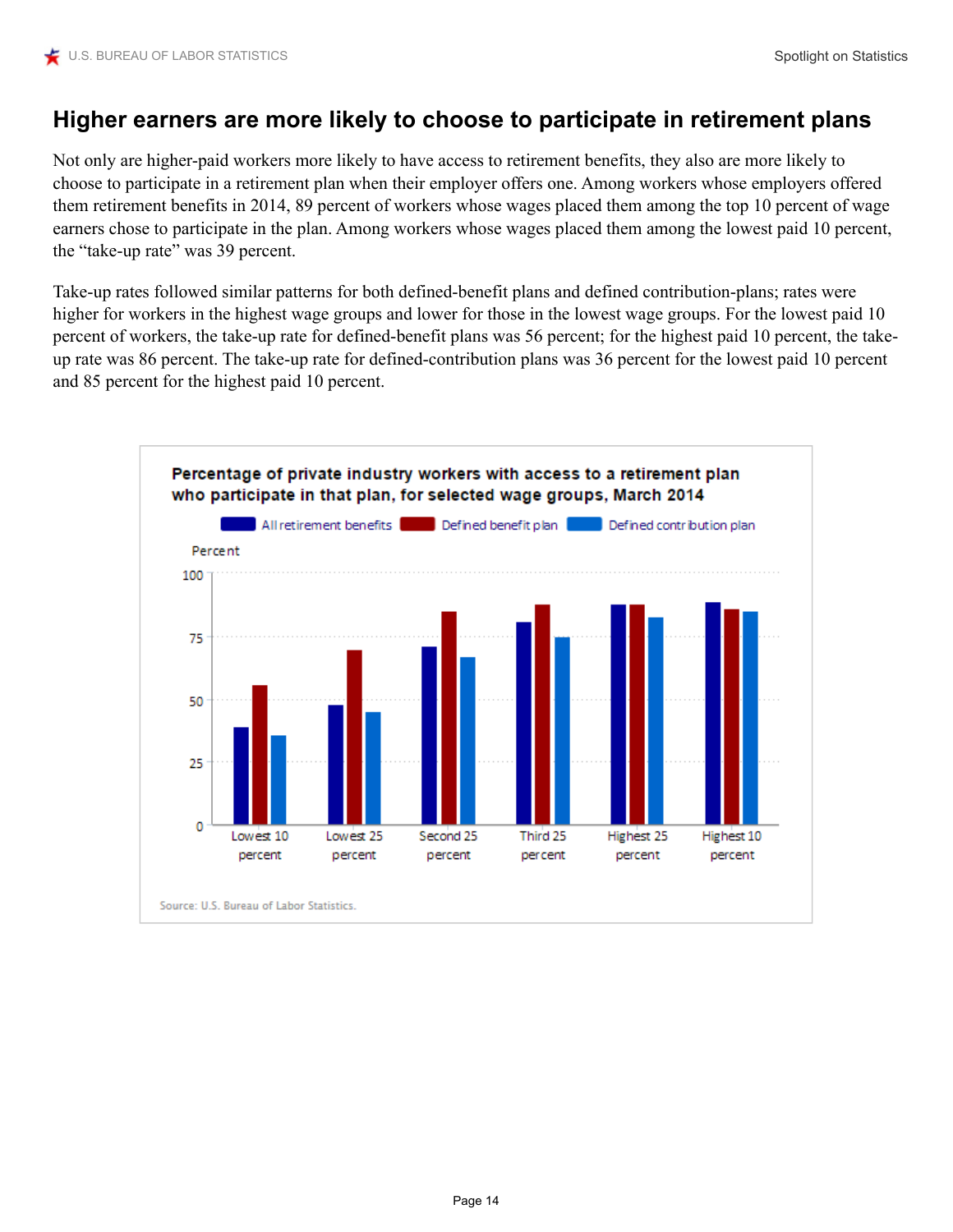## Higher earners are more likely to choose to participate in retirement plans

Not only are higher-paid workers more likely to have access to retirement benefits, they also are more likely to choose to participate in a retirement plan when their employer offers one. Among workers whose employers offered them retirement benefits in 2014, 89 percent of workers whose wages placed them among the top 10 percent of wage earners chose to participate in the plan. Among workers whose wages placed them among the lowest paid 10 percent, the "take-up rate" was 39 percent.

Take-up rates followed similar patterns for both defined-benefit plans and defined contribution-plans; rates were higher for workers in the highest wage groups and lower for those in the lowest wage groups. For the lowest paid 10 percent of workers, the take-up rate for defined-benefit plans was 56 percent; for the highest paid 10 percent, the take-up rate was 86 percent. The take-up rate for defined-contribution plans was 36 percent for the lowest paid 10 percent and 85 percent for the highest paid 10 percent.

**Percentage of private industry workers with access to a retirement plan who participate in that plan, for selected wage groups, March 2014**

All retirement benefits
Defined benefit plan
Defined contribution plan

Percent

100
75
50
25
0

Lowest 10 percent
Lowest 25 percent
Second 25 percent
Third 25 percent
Highest 25 percent
Highest 10 percent

Source: U.S. Bureau of Labor Statistics.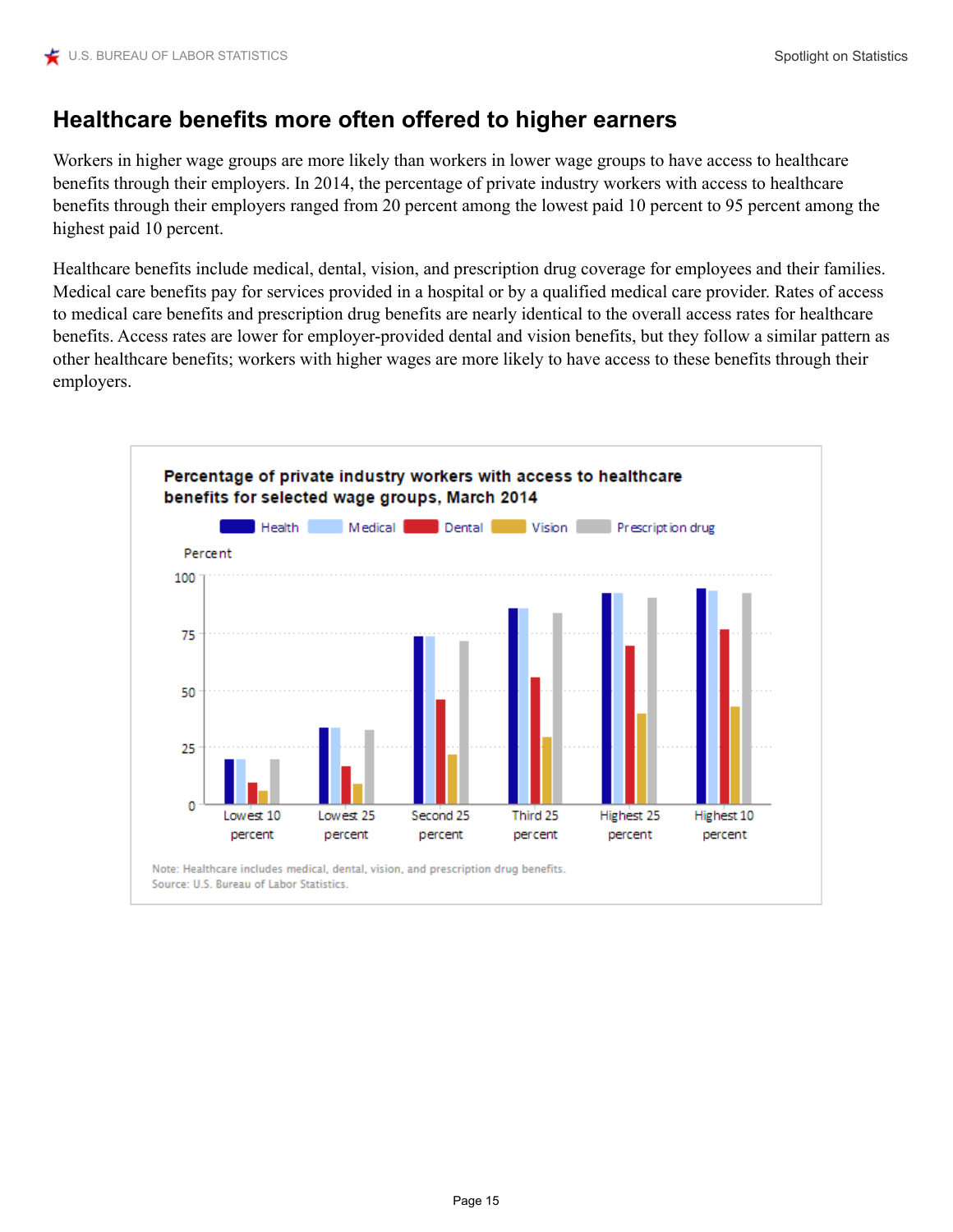## Healthcare benefits more often offered to higher earners

Workers in higher wage groups are more likely than workers in lower wage groups to have access to healthcare benefits through their employers. In 2014, the percentage of private industry workers with access to healthcare benefits through their employers ranged from 20 percent among the lowest paid 10 percent to 95 percent among the highest paid 10 percent.

Healthcare benefits include medical, dental, vision, and prescription drug coverage for employees and their families. Medical care benefits pay for services provided in a hospital or by a qualified medical care provider. Rates of access to medical care benefits and prescription drug benefits are nearly identical to the overall access rates for healthcare benefits. Access rates are lower for employer-provided dental and vision benefits, but they follow a similar pattern as other healthcare benefits; workers with higher wages are more likely to have access to these benefits through their employers.

**Percentage of private industry workers with access to healthcare benefits for selected wage groups, March 2014**

Health, Medical, Dental, Vision, Prescription drug

Percent

100
75
50
25
0

Lowest 10 percent
Lowest 25 percent
Second 25 percent
Third 25 percent
Highest 25 percent
Highest 10 percent

Note: Healthcare includes medical, dental, vision, and prescription drug benefits.
Source: U.S. Bureau of Labor Statistics.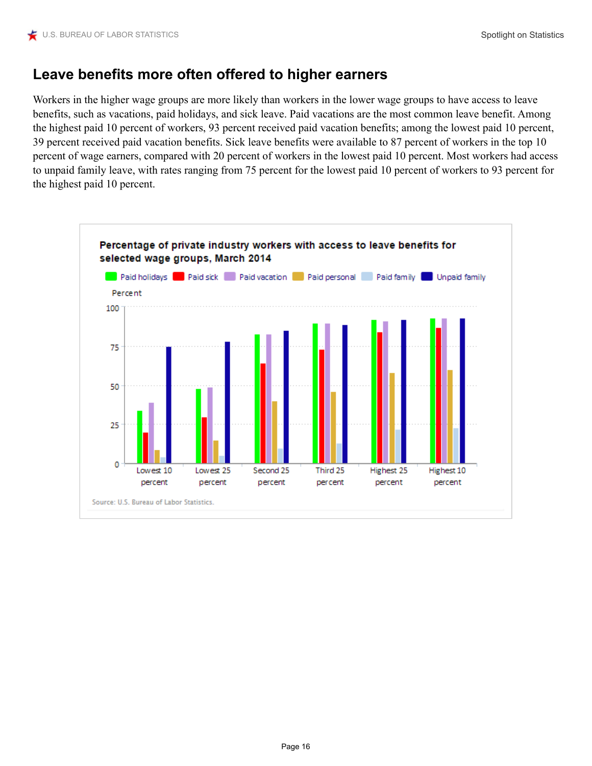## Leave benefits more often offered to higher earners

Workers in the higher wage groups are more likely than workers in the lower wage groups to have access to leave benefits, such as vacations, paid holidays, and sick leave. Paid vacations are the most common leave benefit. Among the highest paid 10 percent of workers, 93 percent received paid vacation benefits; among the lowest paid 10 percent, 39 percent received paid vacation benefits. Sick leave benefits were available to 87 percent of workers in the top 10 percent of wage earners, compared with 20 percent of workers in the lowest paid 10 percent. Most workers had access to unpaid family leave, with rates ranging from 75 percent for the lowest paid 10 percent of workers to 93 percent for the highest paid 10 percent.

**Percentage of private industry workers with access to leave benefits for selected wage groups, March 2014**

Paid holidays
Paid sick
Paid vacation
Paid personal
Paid family
Unpaid family

Percent

100
75
50
25
0

Lowest 10 percent
Lowest 25 percent
Second 25 percent
Third 25 percent
Highest 25 percent
Highest 10 percent

Source: U.S. Bureau of Labor Statistics.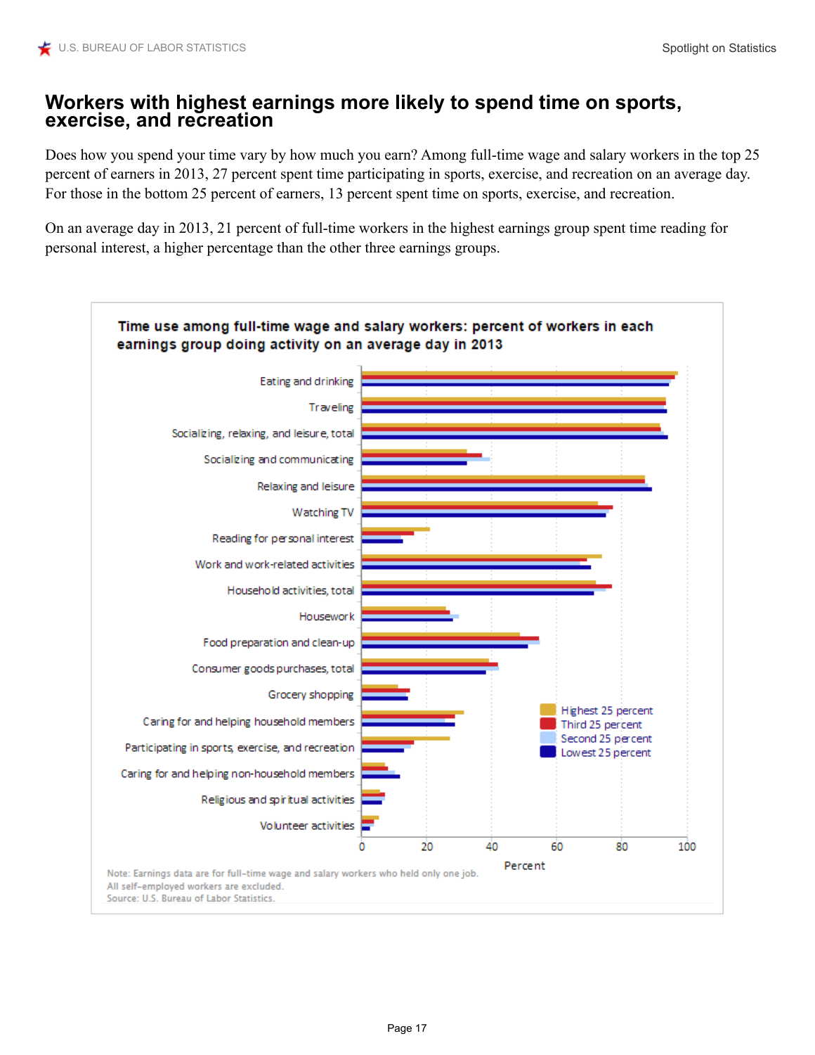# Workers with highest earnings more likely to spend time on sports, exercise, and recreation

Does how you spend your time vary by how much you earn? Among full-time wage and salary workers in the top 25 percent of earners in 2013, 27 percent spent time participating in sports, exercise, and recreation on an average day. For those in the bottom 25 percent of earners, 13 percent spent time on sports, exercise, and recreation.

On an average day in 2013, 21 percent of full-time workers in the highest earnings group spent time reading for personal interest, a higher percentage than the other three earnings groups.

**Time use among full-time wage and salary workers: percent of workers in each earnings group doing activity on an average day in 2013**

Categories: Eating and drinking; Traveling; Socializing, relaxing, and leisure, total; Socializing and communicating; Relaxing and leisure; Watching TV; Reading for personal interest; Work and work-related activities; Household activities, total; Housework; Food preparation and clean-up; Consumer goods purchases, total; Grocery shopping; Caring for and helping household members; Participating in sports, exercise, and recreation; Caring for and helping non-household members; Religious and spiritual activities; Volunteer activities

Legend: Highest 25 percent; Third 25 percent; Second 25 percent; Lowest 25 percent

Axis: Percent (0, 20, 40, 60, 80, 100)

Note: Earnings data are for full-time wage and salary workers who held only one job. All self-employed workers are excluded.
Source: U.S. Bureau of Labor Statistics.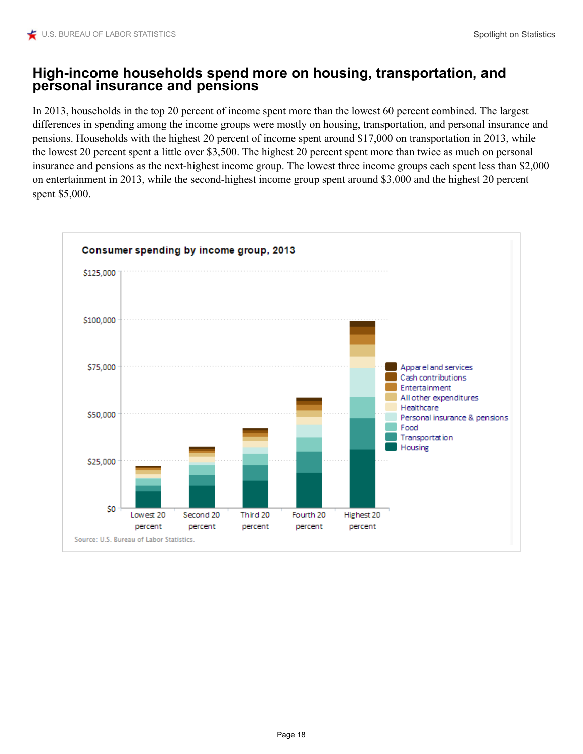## High-income households spend more on housing, transportation, and personal insurance and pensions

In 2013, households in the top 20 percent of income spent more than the lowest 60 percent combined. The largest differences in spending among the income groups were mostly on housing, transportation, and personal insurance and pensions. Households with the highest 20 percent of income spent around $17,000 on transportation in 2013, while the lowest 20 percent spent a little over $3,500. The highest 20 percent spent more than twice as much on personal insurance and pensions as the next-highest income group. The lowest three income groups each spent less than $2,000 on entertainment in 2013, while the second-highest income group spent around $3,000 and the highest 20 percent spent $5,000.

Consumer spending by income group, 2013

$125,000
$100,000
$75,000
$50,000
$25,000
$0

Lowest 20 percent
Second 20 percent
Third 20 percent
Fourth 20 percent
Highest 20 percent

Apparel and services
Cash contributions
Entertainment
All other expenditures
Healthcare
Personal insurance & pensions
Food
Transportation
Housing

Source: U.S. Bureau of Labor Statistics.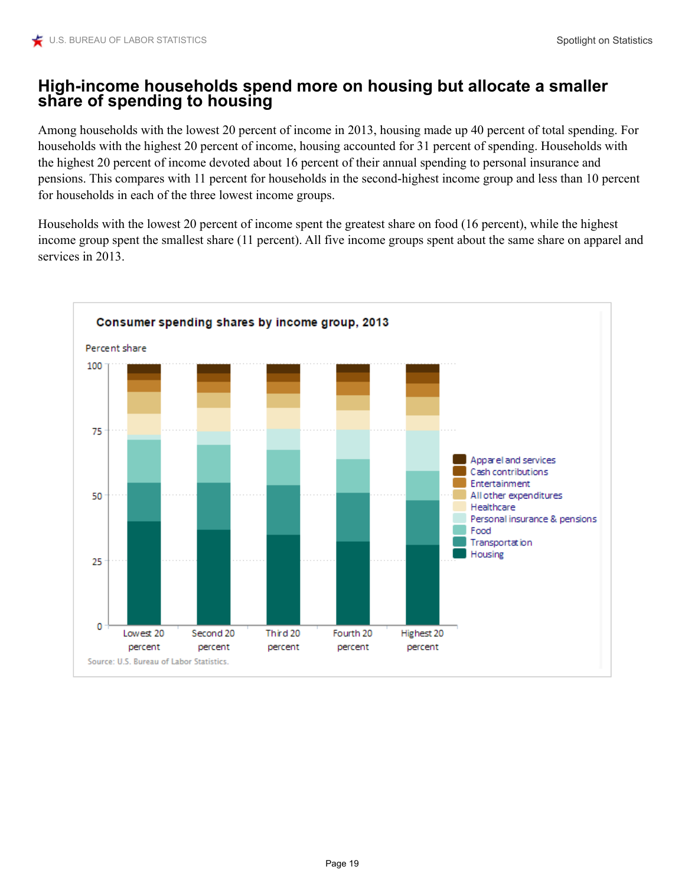# High-income households spend more on housing but allocate a smaller share of spending to housing

Among households with the lowest 20 percent of income in 2013, housing made up 40 percent of total spending. For households with the highest 20 percent of income, housing accounted for 31 percent of spending. Households with the highest 20 percent of income devoted about 16 percent of their annual spending to personal insurance and pensions. This compares with 11 percent for households in the second-highest income group and less than 10 percent for households in each of the three lowest income groups.

Households with the lowest 20 percent of income spent the greatest share on food (16 percent), while the highest income group spent the smallest share (11 percent). All five income groups spent about the same share on apparel and services in 2013.

**Consumer spending shares by income group, 2013**

Percent share

Categories: Apparel and services; Cash contributions; Entertainment; All other expenditures; Healthcare; Personal insurance & pensions; Food; Transportation; Housing

Income groups: Lowest 20 percent; Second 20 percent; Third 20 percent; Fourth 20 percent; Highest 20 percent

Source: U.S. Bureau of Labor Statistics.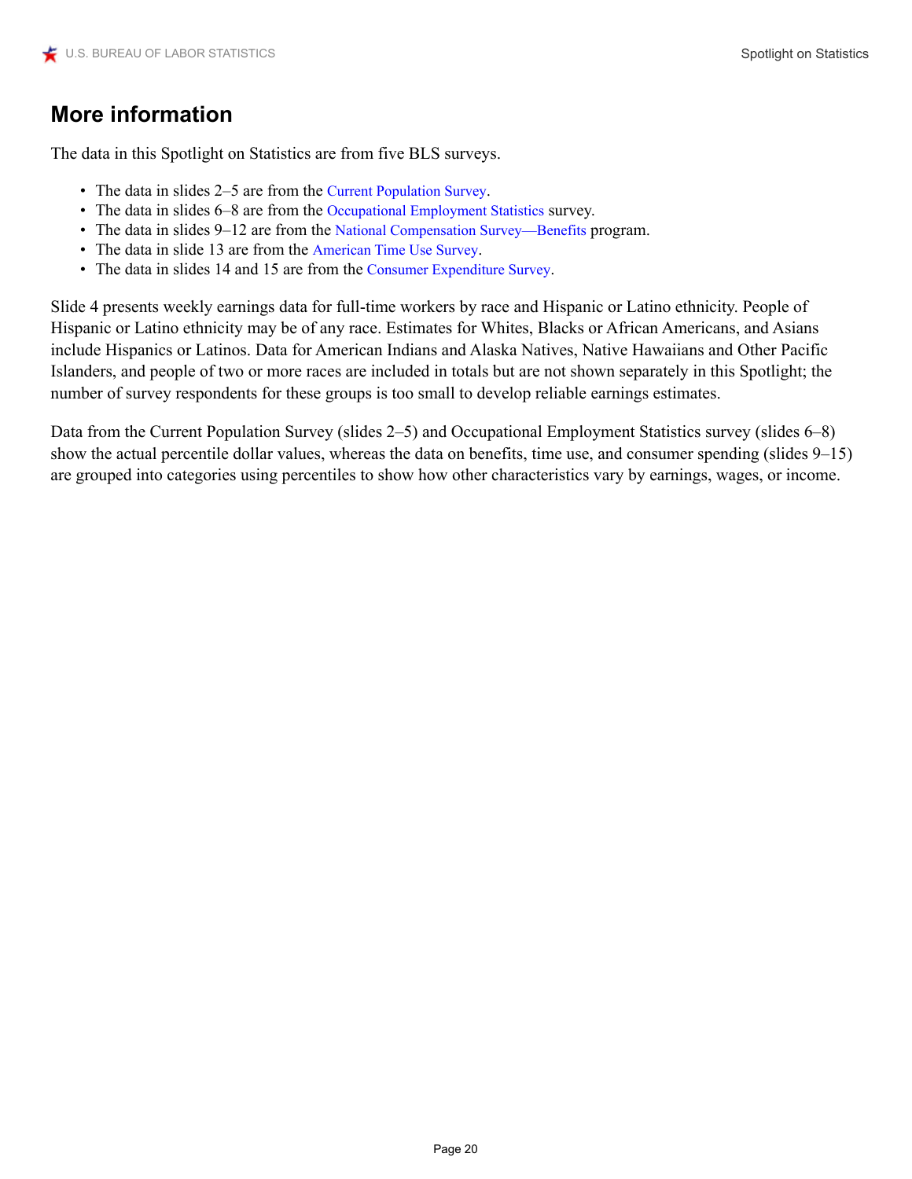## More information

The data in this Spotlight on Statistics are from five BLS surveys.

- The data in slides 2–5 are from the Current Population Survey.
- The data in slides 6–8 are from the Occupational Employment Statistics survey.
- The data in slides 9–12 are from the National Compensation Survey—Benefits program.
- The data in slide 13 are from the American Time Use Survey.
- The data in slides 14 and 15 are from the Consumer Expenditure Survey.

Slide 4 presents weekly earnings data for full-time workers by race and Hispanic or Latino ethnicity. People of Hispanic or Latino ethnicity may be of any race. Estimates for Whites, Blacks or African Americans, and Asians include Hispanics or Latinos. Data for American Indians and Alaska Natives, Native Hawaiians and Other Pacific Islanders, and people of two or more races are included in totals but are not shown separately in this Spotlight; the number of survey respondents for these groups is too small to develop reliable earnings estimates.

Data from the Current Population Survey (slides 2–5) and Occupational Employment Statistics survey (slides 6–8) show the actual percentile dollar values, whereas the data on benefits, time use, and consumer spending (slides 9–15) are grouped into categories using percentiles to show how other characteristics vary by earnings, wages, or income.